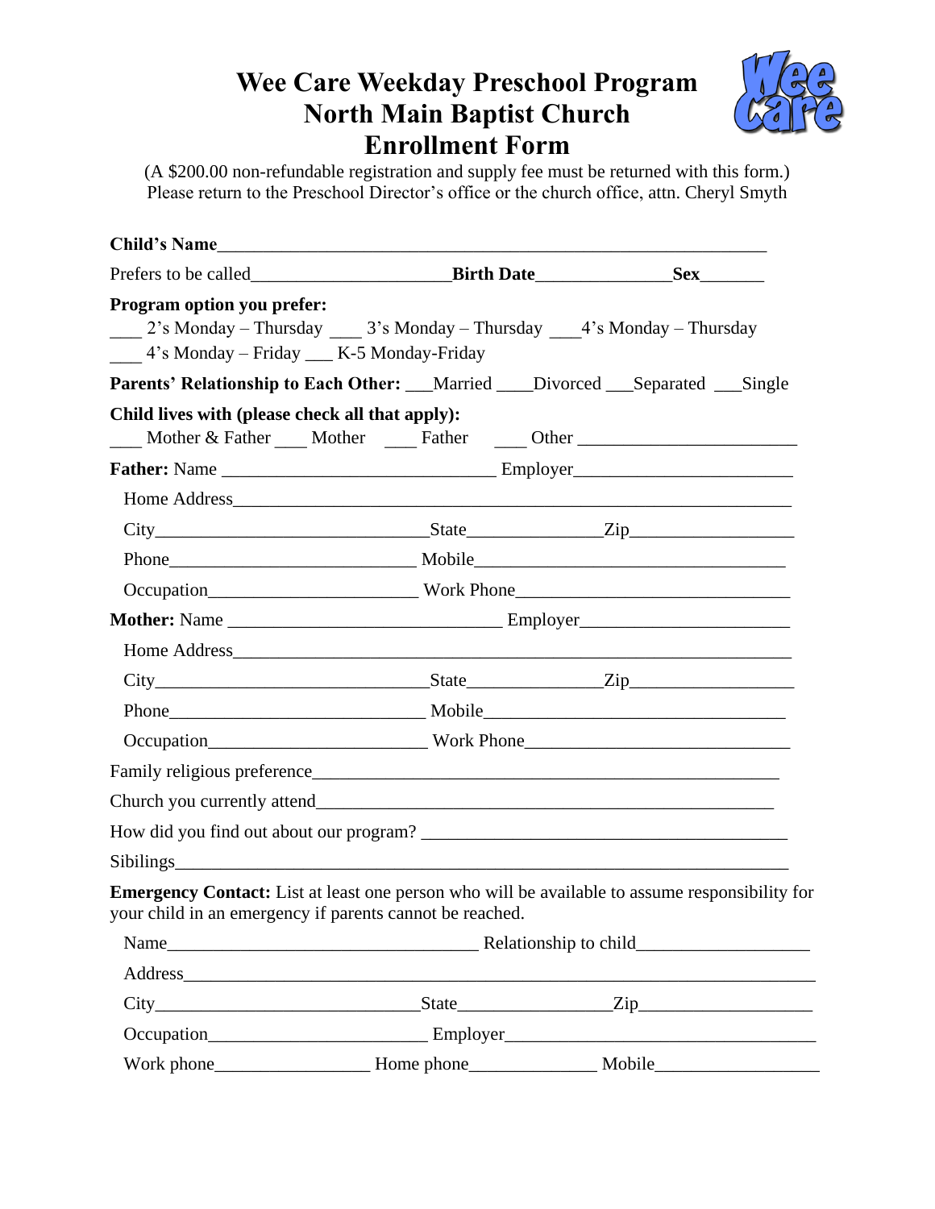# Wee Care Weekday Preschool Program
# North Main Baptist Church
# Enrollment Form

(A $200.00 non-refundable registration and supply fee must be returned with this form.)
Please return to the Preschool Director's office or the church office, attn. Cheryl Smyth

**Child's Name**_______________________________________________________________

Prefers to be called______________________ **Birth Date**______________ **Sex**_______

**Program option you prefer:**
___ 2's Monday – Thursday ___ 3's Monday – Thursday ___4's Monday – Thursday
___ 4's Monday – Friday ___ K-5 Monday-Friday

**Parents' Relationship to Each Other:** ___Married ____Divorced ___Separated ___Single

**Child lives with (please check all that apply):**
___ Mother & Father ___ Mother ___ Father ___ Other _______________________

**Father:** Name ____________________________ Employer______________________

Home Address_________________________________________________________

City____________________________State______________Zip_________________

Phone__________________________ Mobile________________________________

Occupation______________________ Work Phone____________________________

**Mother:** Name ____________________________ Employer______________________

Home Address_________________________________________________________

City____________________________State______________Zip_________________

Phone__________________________ Mobile________________________________

Occupation______________________ Work Phone____________________________

Family religious preference_______________________________________________

Church you currently attend______________________________________________

How did you find out about our program? _____________________________________

Sibling s__________________________________________________________________

**Emergency Contact:** List at least one person who will be available to assume responsibility for your child in an emergency if parents cannot be reached.

Name________________________________ Relationship to child__________________

Address______________________________________________________________

City___________________________State________________Zip__________________

Occupation______________________ Employer___________________________________

Work phone________________ Home phone_____________ Mobile_________________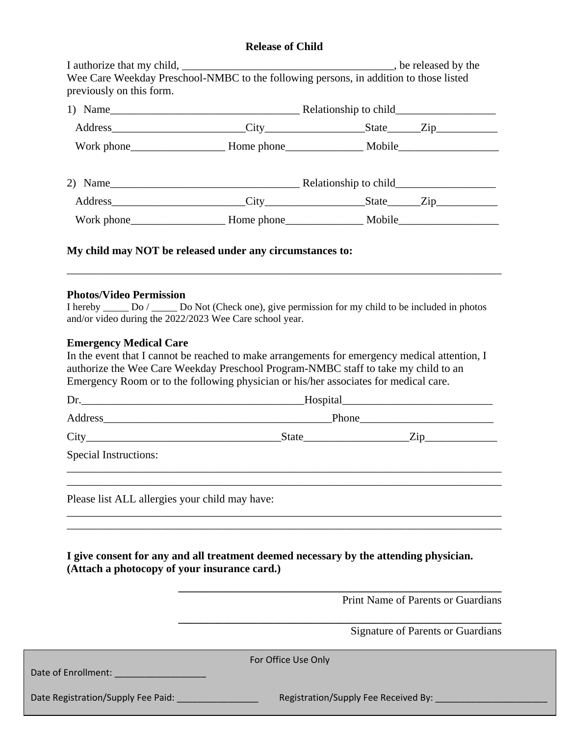### Release of Child

I authorize that my child, ______________________________________, be released by the Wee Care Weekday Preschool-NMBC to the following persons, in addition to those listed previously on this form.

1) Name__________________________________ Relationship to child__________________

Address________________________City__________________State______Zip___________

Work phone_________________ Home phone______________ Mobile__________________

2) Name__________________________________ Relationship to child__________________

Address________________________City__________________State______Zip___________

Work phone_________________ Home phone______________ Mobile__________________

**My child may NOT be released under any circumstances to:**

_______________________________________________________________________________

**Photos/Video Permission**

I hereby _____ Do / _____ Do Not (Check one), give permission for my child to be included in photos and/or video during the 2022/2023 Wee Care school year.

**Emergency Medical Care**

In the event that I cannot be reached to make arrangements for emergency medical attention, I authorize the Wee Care Weekday Preschool Program-NMBC staff to take my child to an Emergency Room or to the following physician or his/her associates for medical care.

Dr.________________________________________Hospital___________________________

Address_________________________________________Phone________________________

City___________________________________State___________________Zip_____________

Special Instructions:

_______________________________________________________________________________

_______________________________________________________________________________

Please list ALL allergies your child may have:

_______________________________________________________________________________

_______________________________________________________________________________

**I give consent for any and all treatment deemed necessary by the attending physician. (Attach a photocopy of your insurance card.)**

____________________________________________________________
Print Name of Parents or Guardians

____________________________________________________________
Signature of Parents or Guardians

For Office Use Only

Date of Enrollment: __________________

Date Registration/Supply Fee Paid: ________________ Registration/Supply Fee Received By: ______________________